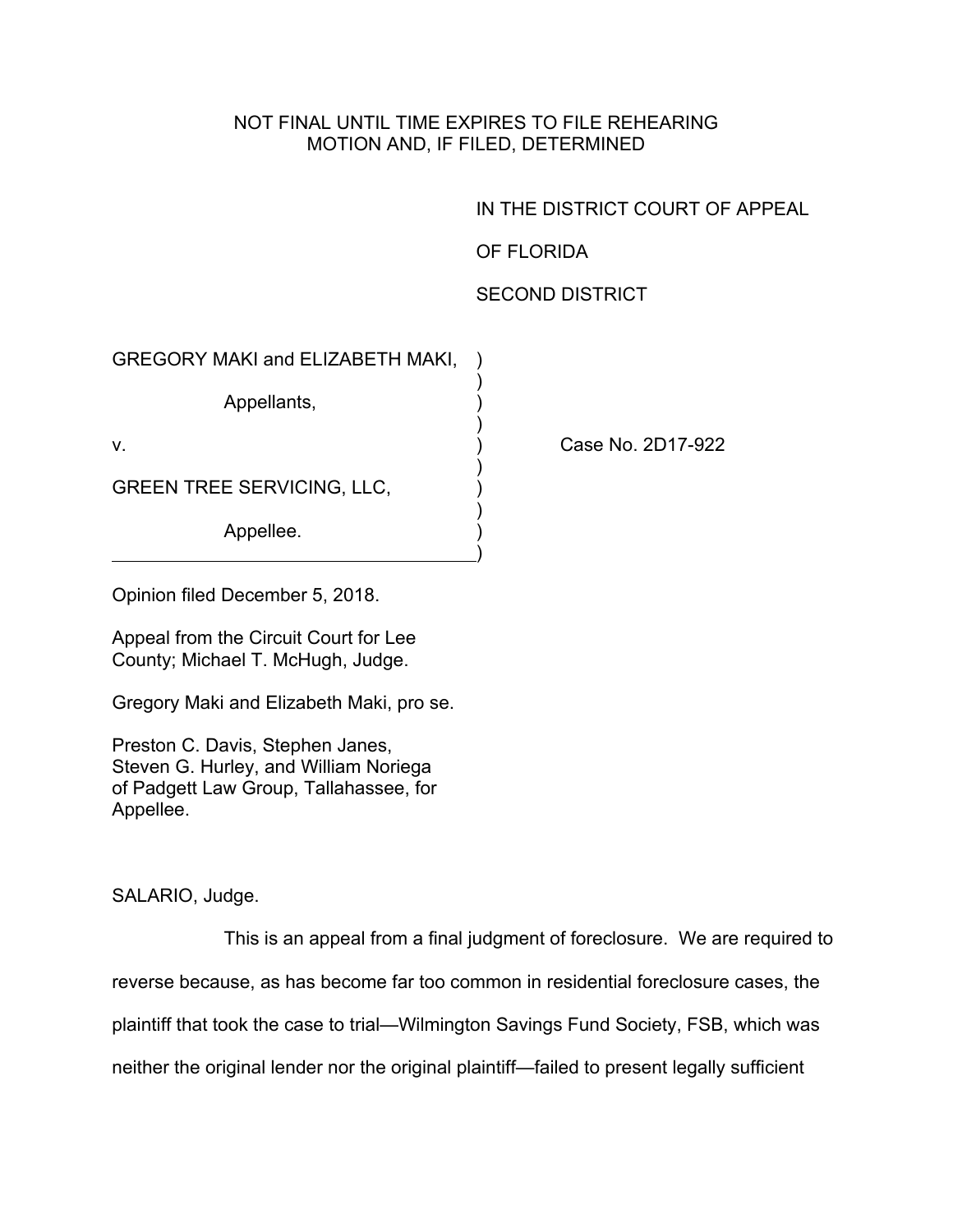NOT FINAL UNTIL TIME EXPIRES TO FILE REHEARING MOTION AND, IF FILED, DETERMINED

IN THE DISTRICT COURT OF APPEAL

OF FLORIDA

SECOND DISTRICT

GREGORY MAKI and ELIZABETH MAKI,

Appellants,

v.

GREEN TREE SERVICING, LLC,

Appellee.

Case No. 2D17-922

Opinion filed December 5, 2018.

Appeal from the Circuit Court for Lee County; Michael T. McHugh, Judge.

Gregory Maki and Elizabeth Maki, pro se.

Preston C. Davis, Stephen Janes, Steven G. Hurley, and William Noriega of Padgett Law Group, Tallahassee, for Appellee.

SALARIO, Judge.

This is an appeal from a final judgment of foreclosure. We are required to reverse because, as has become far too common in residential foreclosure cases, the plaintiff that took the case to trial—Wilmington Savings Fund Society, FSB, which was neither the original lender nor the original plaintiff—failed to present legally sufficient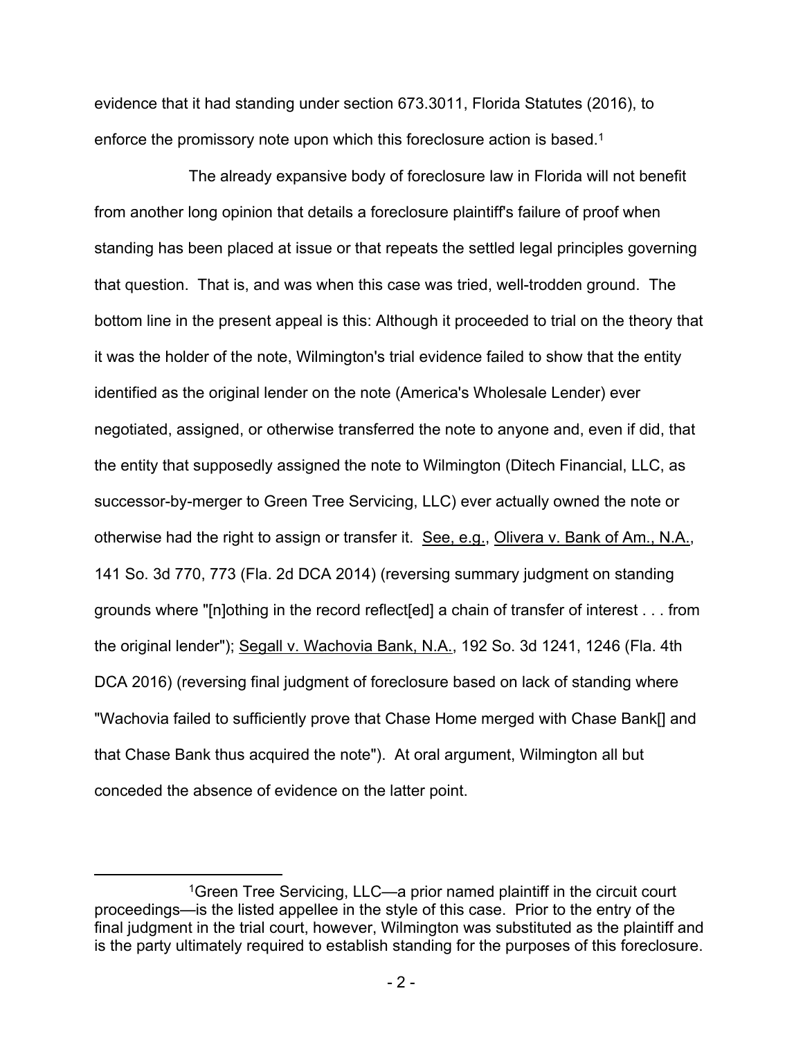evidence that it had standing under section 673.3011, Florida Statutes (2016), to enforce the promissory note upon which this foreclosure action is based.[1]

The already expansive body of foreclosure law in Florida will not benefit from another long opinion that details a foreclosure plaintiff's failure of proof when standing has been placed at issue or that repeats the settled legal principles governing that question. That is, and was when this case was tried, well-trodden ground. The bottom line in the present appeal is this: Although it proceeded to trial on the theory that it was the holder of the note, Wilmington's trial evidence failed to show that the entity identified as the original lender on the note (America's Wholesale Lender) ever negotiated, assigned, or otherwise transferred the note to anyone and, even if did, that the entity that supposedly assigned the note to Wilmington (Ditech Financial, LLC, as successor-by-merger to Green Tree Servicing, LLC) ever actually owned the note or otherwise had the right to assign or transfer it. See, e.g., Olivera v. Bank of Am., N.A., 141 So. 3d 770, 773 (Fla. 2d DCA 2014) (reversing summary judgment on standing grounds where "[n]othing in the record reflect[ed] a chain of transfer of interest . . . from the original lender"); Segall v. Wachovia Bank, N.A., 192 So. 3d 1241, 1246 (Fla. 4th DCA 2016) (reversing final judgment of foreclosure based on lack of standing where "Wachovia failed to sufficiently prove that Chase Home merged with Chase Bank[] and that Chase Bank thus acquired the note"). At oral argument, Wilmington all but conceded the absence of evidence on the latter point.

---

[1]Green Tree Servicing, LLC—a prior named plaintiff in the circuit court proceedings—is the listed appellee in the style of this case. Prior to the entry of the final judgment in the trial court, however, Wilmington was substituted as the plaintiff and is the party ultimately required to establish standing for the purposes of this foreclosure.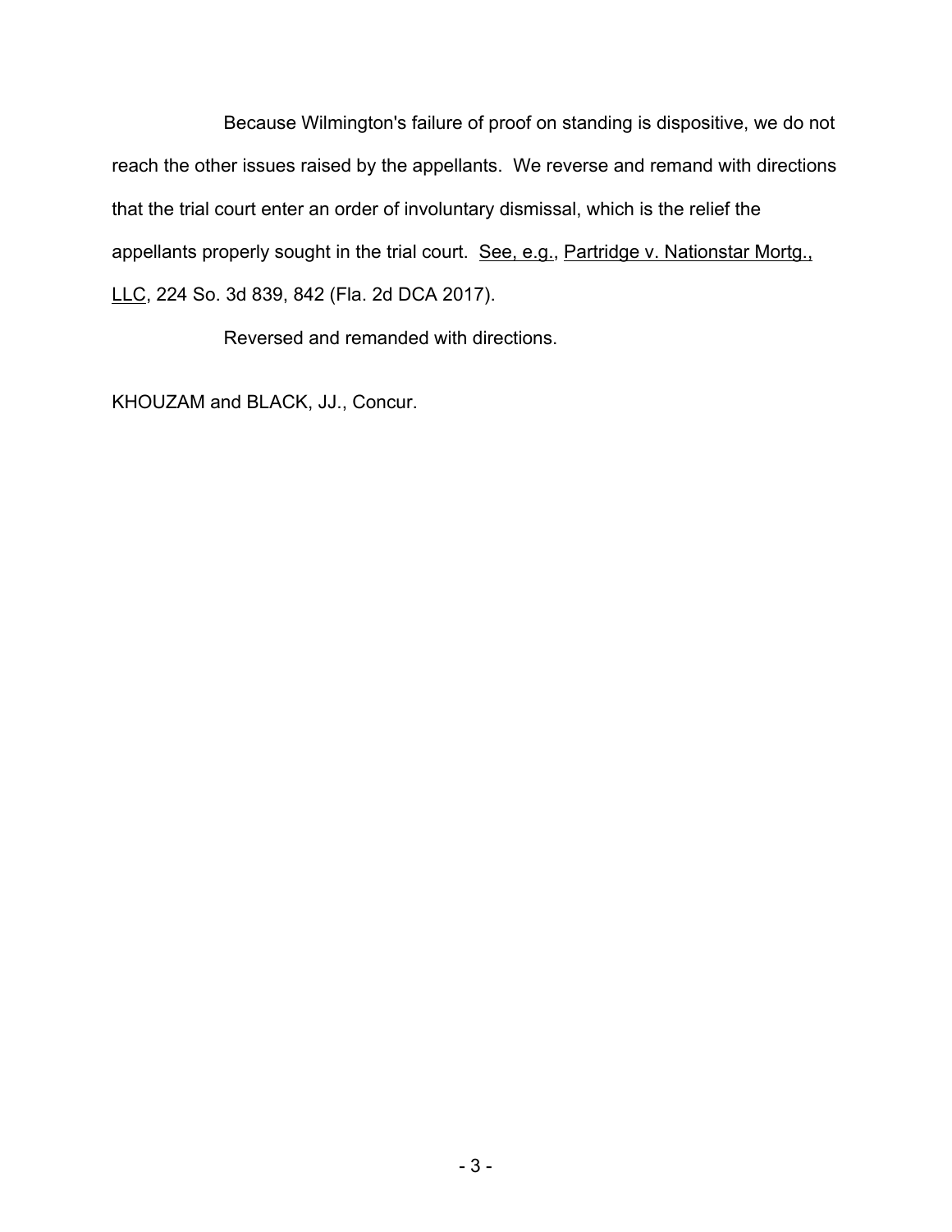Because Wilmington's failure of proof on standing is dispositive, we do not reach the other issues raised by the appellants. We reverse and remand with directions that the trial court enter an order of involuntary dismissal, which is the relief the appellants properly sought in the trial court. See, e.g., Partridge v. Nationstar Mortg., LLC, 224 So. 3d 839, 842 (Fla. 2d DCA 2017).

Reversed and remanded with directions.

KHOUZAM and BLACK, JJ., Concur.